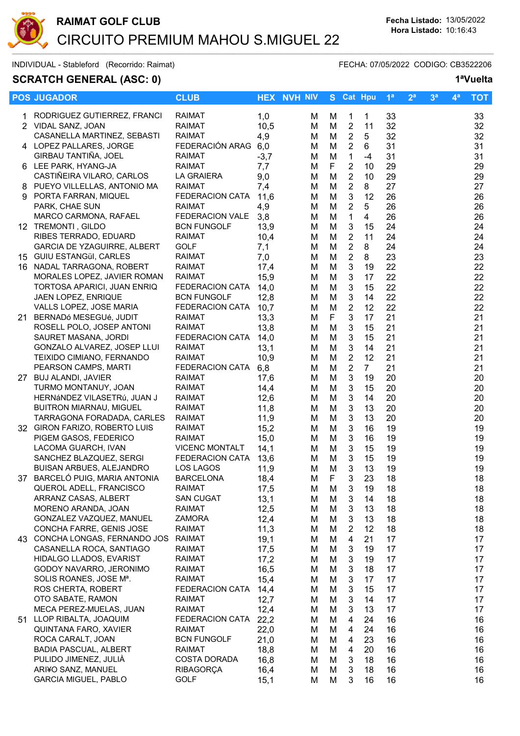# RAIMAT GOLF CLUB

## CIRCUITO PREMIUM MAHOU S.MIGUEL 22

Fecha Listado: 13/05/2022
Hora Listado: 10:16:43

INDIVIDUAL - Stableford (Recorrido: Raimat) FECHA: 07/05/2022 CODIGO: CB3522206

**SCRATCH GENERAL (ASC: 0)** **1ªVuelta**

| POS | JUGADOR | CLUB | HEX | NVH | NIV | S | Cat | Hpu | 1ª | 2ª | 3ª | 4ª | TOT |
|---|---|---|---|---|---|---|---|---|---|---|---|---|---|
| 1 | RODRIGUEZ GUTIERREZ, FRANCI | RAIMAT | 1,0 | | M | M | 1 | 1 | 33 | | | | 33 |
| 2 | VIDAL SANZ, JOAN | RAIMAT | 10,5 | | M | M | 2 | 11 | 32 | | | | 32 |
| | CASANELLA MARTINEZ, SEBASTI | RAIMAT | 4,9 | | M | M | 2 | 5 | 32 | | | | 32 |
| 4 | LOPEZ PALLARES, JORGE | FEDERACIÓN ARAG | 6,0 | | M | M | 2 | 6 | 31 | | | | 31 |
| | GIRBAU TANTIÑA, JOEL | RAIMAT | -3,7 | | M | M | 1 | -4 | 31 | | | | 31 |
| 6 | LEE PARK, HYANG-JA | RAIMAT | 7,7 | | M | F | 2 | 10 | 29 | | | | 29 |
| | CASTIÑEIRA VILARO, CARLOS | LA GRAIERA | 9,0 | | M | M | 2 | 10 | 29 | | | | 29 |
| 8 | PUEYO VILLELLAS, ANTONIO MA | RAIMAT | 7,4 | | M | M | 2 | 8 | 27 | | | | 27 |
| 9 | PORTA FARRAN, MIQUEL | FEDERACION CATA | 11,6 | | M | M | 3 | 12 | 26 | | | | 26 |
| | PARK, CHAE SUN | RAIMAT | 4,9 | | M | M | 2 | 5 | 26 | | | | 26 |
| | MARCO CARMONA, RAFAEL | FEDERACION VALE | 3,8 | | M | M | 1 | 4 | 26 | | | | 26 |
| 12 | TREMONTI , GILDO | BCN FUNGOLF | 13,9 | | M | M | 3 | 15 | 24 | | | | 24 |
| | RIBES TERRADO, EDUARD | RAIMAT | 10,4 | | M | M | 2 | 11 | 24 | | | | 24 |
| | GARCIA DE YZAGUIRRE, ALBERT | GOLF | 7,1 | | M | M | 2 | 8 | 24 | | | | 24 |
| 15 | GUIU ESTANGüI, CARLES | RAIMAT | 7,0 | | M | M | 2 | 8 | 23 | | | | 23 |
| 16 | NADAL TARRAGONA, ROBERT | RAIMAT | 17,4 | | M | M | 3 | 19 | 22 | | | | 22 |
| | MORALES LOPEZ, JAVIER ROMAN | RAIMAT | 15,9 | | M | M | 3 | 17 | 22 | | | | 22 |
| | TORTOSA APARICI, JUAN ENRIQ | FEDERACION CATA | 14,0 | | M | M | 3 | 15 | 22 | | | | 22 |
| | JAEN LOPEZ, ENRIQUE | BCN FUNGOLF | 12,8 | | M | M | 3 | 14 | 22 | | | | 22 |
| | VALLS LOPEZ, JOSE MARIA | FEDERACION CATA | 10,7 | | M | M | 2 | 12 | 22 | | | | 22 |
| 21 | BERNADó MESEGUé, JUDIT | RAIMAT | 13,3 | | M | F | 3 | 17 | 21 | | | | 21 |
| | ROSELL POLO, JOSEP ANTONI | RAIMAT | 13,8 | | M | M | 3 | 15 | 21 | | | | 21 |
| | SAURET MASANA, JORDI | FEDERACION CATA | 14,0 | | M | M | 3 | 15 | 21 | | | | 21 |
| | GONZALO ALVAREZ, JOSEP LLUI | RAIMAT | 13,1 | | M | M | 3 | 14 | 21 | | | | 21 |
| | TEIXIDO CIMIANO, FERNANDO | RAIMAT | 10,9 | | M | M | 2 | 12 | 21 | | | | 21 |
| | PEARSON CAMPS, MARTI | FEDERACION CATA | 6,8 | | M | M | 2 | 7 | 21 | | | | 21 |
| 27 | BUJ ALANDI, JAVIER | RAIMAT | 17,6 | | M | M | 3 | 19 | 20 | | | | 20 |
| | TURMO MONTANUY, JOAN | RAIMAT | 14,4 | | M | M | 3 | 15 | 20 | | | | 20 |
| | HERNáNDEZ VILASETRú, JUAN J | RAIMAT | 12,6 | | M | M | 3 | 14 | 20 | | | | 20 |
| | BUITRON MIARNAU, MIGUEL | RAIMAT | 11,8 | | M | M | 3 | 13 | 20 | | | | 20 |
| | TARRAGONA FORADADA, CARLES | RAIMAT | 11,9 | | M | M | 3 | 13 | 20 | | | | 20 |
| 32 | GIRON FARIZO, ROBERTO LUIS | RAIMAT | 15,2 | | M | M | 3 | 16 | 19 | | | | 19 |
| | PIGEM GASOS, FEDERICO | RAIMAT | 15,0 | | M | M | 3 | 16 | 19 | | | | 19 |
| | LACOMA GUARCH, IVAN | VICENC MONTALT | 14,1 | | M | M | 3 | 15 | 19 | | | | 19 |
| | SANCHEZ BLAZQUEZ, SERGI | FEDERACION CATA | 13,6 | | M | M | 3 | 15 | 19 | | | | 19 |
| | BUISAN ARBUES, ALEJANDRO | LOS LAGOS | 11,9 | | M | M | 3 | 13 | 19 | | | | 19 |
| 37 | BARCELÓ PUIG, MARIA ANTONIA | BARCELONA | 18,4 | | M | F | 3 | 23 | 18 | | | | 18 |
| | QUEROL ADELL, FRANCISCO | RAIMAT | 17,5 | | M | M | 3 | 19 | 18 | | | | 18 |
| | ARRANZ CASAS, ALBERT | SAN CUGAT | 13,1 | | M | M | 3 | 14 | 18 | | | | 18 |
| | MORENO ARANDA, JOAN | RAIMAT | 12,5 | | M | M | 3 | 13 | 18 | | | | 18 |
| | GONZALEZ VAZQUEZ, MANUEL | ZAMORA | 12,4 | | M | M | 3 | 13 | 18 | | | | 18 |
| | CONCHA FARRE, GENIS JOSE | RAIMAT | 11,3 | | M | M | 2 | 12 | 18 | | | | 18 |
| 43 | CONCHA LONGAS, FERNANDO JOS | RAIMAT | 19,1 | | M | M | 4 | 21 | 17 | | | | 17 |
| | CASANELLA ROCA, SANTIAGO | RAIMAT | 17,5 | | M | M | 3 | 19 | 17 | | | | 17 |
| | HIDALGO LLADOS, EVARIST | RAIMAT | 17,2 | | M | M | 3 | 19 | 17 | | | | 17 |
| | GODOY NAVARRO, JERONIMO | RAIMAT | 16,5 | | M | M | 3 | 18 | 17 | | | | 17 |
| | SOLIS ROANES, JOSE Mª. | RAIMAT | 15,4 | | M | M | 3 | 17 | 17 | | | | 17 |
| | ROS CHERTA, ROBERT | FEDERACION CATA | 14,4 | | M | M | 3 | 15 | 17 | | | | 17 |
| | OTO SABATE, RAMON | RAIMAT | 12,7 | | M | M | 3 | 14 | 17 | | | | 17 |
| | MECA PEREZ-MUELAS, JUAN | RAIMAT | 12,4 | | M | M | 3 | 13 | 17 | | | | 17 |
| 51 | LLOP RIBALTA, JOAQUIM | FEDERACION CATA | 22,2 | | M | M | 4 | 24 | 16 | | | | 16 |
| | QUINTANA FARO, XAVIER | RAIMAT | 22,0 | | M | M | 4 | 24 | 16 | | | | 16 |
| | ROCA CARALT, JOAN | BCN FUNGOLF | 21,0 | | M | M | 4 | 23 | 16 | | | | 16 |
| | BADIA PASCUAL, ALBERT | RAIMAT | 18,8 | | M | M | 4 | 20 | 16 | | | | 16 |
| | PULIDO JIMENEZ, JULIÀ | COSTA DORADA | 16,8 | | M | M | 3 | 18 | 16 | | | | 16 |
| | ARI¥O SANZ, MANUEL | RIBAGORÇA | 16,4 | | M | M | 3 | 18 | 16 | | | | 16 |
| | GARCIA MIGUEL, PABLO | GOLF | 15,1 | | M | M | 3 | 16 | 16 | | | | 16 |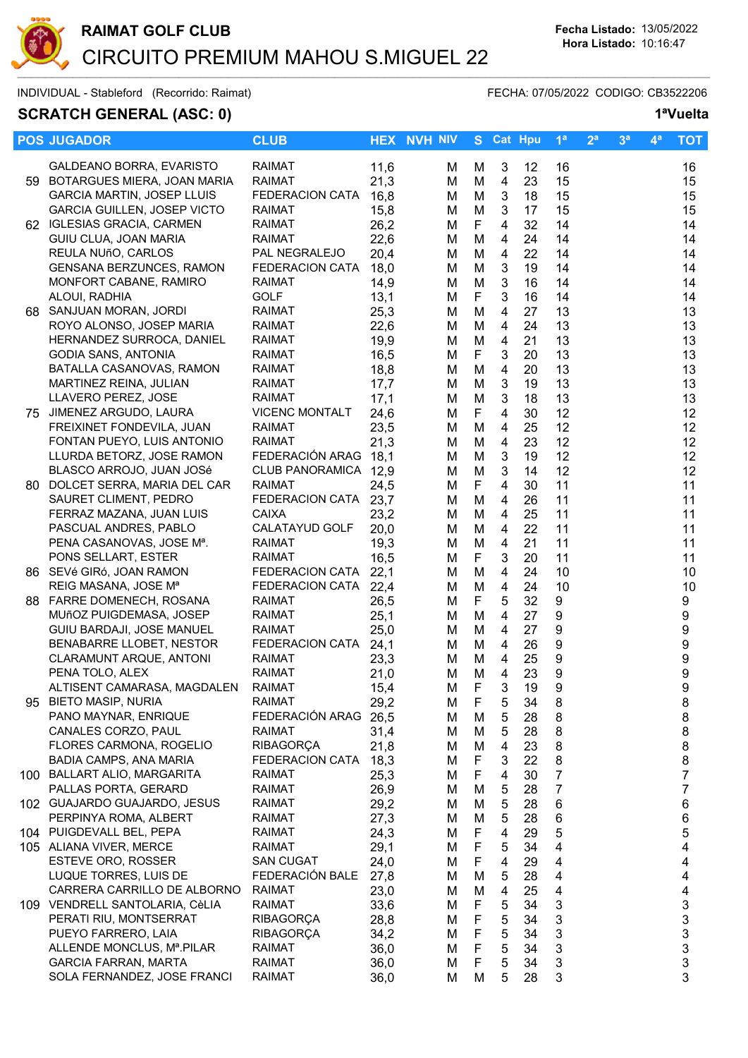# RAIMAT GOLF CLUB

## CIRCUITO PREMIUM MAHOU S.MIGUEL 22

**Fecha Listado:** 13/05/2022
**Hora Listado:** 10:16:47

INDIVIDUAL - Stableford (Recorrido: Raimat)

FECHA: 07/05/2022 CODIGO: CB3522206

### SCRATCH GENERAL (ASC: 0)

**1ªVuelta**

| POS | JUGADOR | CLUB | HEX | NVH | NIV | S | Cat | Hpu | 1ª | 2ª | 3ª | 4ª | TOT |
|---|---|---|---|---|---|---|---|---|---|---|---|---|---|
| | GALDEANO BORRA, EVARISTO | RAIMAT | 11,6 | | M | M | 3 | 12 | 16 | | | | 16 |
| 59 | BOTARGUES MIERA, JOAN MARIA | RAIMAT | 21,3 | | M | M | 4 | 23 | 15 | | | | 15 |
| | GARCIA MARTIN, JOSEP LLUIS | FEDERACION CATA | 16,8 | | M | M | 3 | 18 | 15 | | | | 15 |
| | GARCIA GUILLEN, JOSEP VICTO | RAIMAT | 15,8 | | M | M | 3 | 17 | 15 | | | | 15 |
| 62 | IGLESIAS GRACIA, CARMEN | RAIMAT | 26,2 | | M | F | 4 | 32 | 14 | | | | 14 |
| | GUIU CLUA, JOAN MARIA | RAIMAT | 22,6 | | M | M | 4 | 24 | 14 | | | | 14 |
| | REULA NUñO, CARLOS | PAL NEGRALEJO | 20,4 | | M | M | 4 | 22 | 14 | | | | 14 |
| | GENSANA BERZUNCES, RAMON | FEDERACION CATA | 18,0 | | M | M | 3 | 19 | 14 | | | | 14 |
| | MONFORT CABANE, RAMIRO | RAIMAT | 14,9 | | M | M | 3 | 16 | 14 | | | | 14 |
| | ALOUI, RADHIA | GOLF | 13,1 | | M | F | 3 | 16 | 14 | | | | 14 |
| 68 | SANJUAN MORAN, JORDI | RAIMAT | 25,3 | | M | M | 4 | 27 | 13 | | | | 13 |
| | ROYO ALONSO, JOSEP MARIA | RAIMAT | 22,6 | | M | M | 4 | 24 | 13 | | | | 13 |
| | HERNANDEZ SURROCA, DANIEL | RAIMAT | 19,9 | | M | M | 4 | 21 | 13 | | | | 13 |
| | GODIA SANS, ANTONIA | RAIMAT | 16,5 | | M | F | 3 | 20 | 13 | | | | 13 |
| | BATALLA CASANOVAS, RAMON | RAIMAT | 18,8 | | M | M | 4 | 20 | 13 | | | | 13 |
| | MARTINEZ REINA, JULIAN | RAIMAT | 17,7 | | M | M | 3 | 19 | 13 | | | | 13 |
| | LLAVERO PEREZ, JOSE | RAIMAT | 17,1 | | M | M | 3 | 18 | 13 | | | | 13 |
| 75 | JIMENEZ ARGUDO, LAURA | VICENC MONTALT | 24,6 | | M | F | 4 | 30 | 12 | | | | 12 |
| | FREIXINET FONDEVILA, JUAN | RAIMAT | 23,5 | | M | M | 4 | 25 | 12 | | | | 12 |
| | FONTAN PUEYO, LUIS ANTONIO | RAIMAT | 21,3 | | M | M | 4 | 23 | 12 | | | | 12 |
| | LLURDA BETORZ, JOSE RAMON | FEDERACIÓN ARAG | 18,1 | | M | M | 3 | 19 | 12 | | | | 12 |
| | BLASCO ARROJO, JUAN JOSé | CLUB PANORAMICA | 12,9 | | M | M | 3 | 14 | 12 | | | | 12 |
| 80 | DOLCET SERRA, MARIA DEL CAR | RAIMAT | 24,5 | | M | F | 4 | 30 | 11 | | | | 11 |
| | SAURET CLIMENT, PEDRO | FEDERACION CATA | 23,7 | | M | M | 4 | 26 | 11 | | | | 11 |
| | FERRAZ MAZANA, JUAN LUIS | CAIXA | 23,2 | | M | M | 4 | 25 | 11 | | | | 11 |
| | PASCUAL ANDRES, PABLO | CALATAYUD GOLF | 20,0 | | M | M | 4 | 22 | 11 | | | | 11 |
| | PENA CASANOVAS, JOSE Mª. | RAIMAT | 19,3 | | M | M | 4 | 21 | 11 | | | | 11 |
| | PONS SELLART, ESTER | RAIMAT | 16,5 | | M | F | 3 | 20 | 11 | | | | 11 |
| 86 | SEVé GIRó, JOAN RAMON | FEDERACION CATA | 22,1 | | M | M | 4 | 24 | 10 | | | | 10 |
| | REIG MASANA, JOSE Mª | FEDERACION CATA | 22,4 | | M | M | 4 | 24 | 10 | | | | 10 |
| 88 | FARRE DOMENECH, ROSANA | RAIMAT | 26,5 | | M | F | 5 | 32 | 9 | | | | 9 |
| | MUñOZ PUIGDEMASA, JOSEP | RAIMAT | 25,1 | | M | M | 4 | 27 | 9 | | | | 9 |
| | GUIU BARDAJI, JOSE MANUEL | RAIMAT | 25,0 | | M | M | 4 | 27 | 9 | | | | 9 |
| | BENABARRE LLOBET, NESTOR | FEDERACION CATA | 24,1 | | M | M | 4 | 26 | 9 | | | | 9 |
| | CLARAMUNT ARQUE, ANTONI | RAIMAT | 23,3 | | M | M | 4 | 25 | 9 | | | | 9 |
| | PENA TOLO, ALEX | RAIMAT | 21,0 | | M | M | 4 | 23 | 9 | | | | 9 |
| | ALTISENT CAMARASA, MAGDALEN | RAIMAT | 15,4 | | M | F | 3 | 19 | 9 | | | | 9 |
| 95 | BIETO MASIP, NURIA | RAIMAT | 29,2 | | M | F | 5 | 34 | 8 | | | | 8 |
| | PANO MAYNAR, ENRIQUE | FEDERACIÓN ARAG | 26,5 | | M | M | 5 | 28 | 8 | | | | 8 |
| | CANALES CORZO, PAUL | RAIMAT | 31,4 | | M | M | 5 | 28 | 8 | | | | 8 |
| | FLORES CARMONA, ROGELIO | RIBAGORÇA | 21,8 | | M | M | 4 | 23 | 8 | | | | 8 |
| | BADIA CAMPS, ANA MARIA | FEDERACION CATA | 18,3 | | M | F | 3 | 22 | 8 | | | | 8 |
| 100 | BALLART ALIO, MARGARITA | RAIMAT | 25,3 | | M | F | 4 | 30 | 7 | | | | 7 |
| | PALLAS PORTA, GERARD | RAIMAT | 26,9 | | M | M | 5 | 28 | 7 | | | | 7 |
| 102 | GUAJARDO GUAJARDO, JESUS | RAIMAT | 29,2 | | M | M | 5 | 28 | 6 | | | | 6 |
| | PERPINYA ROMA, ALBERT | RAIMAT | 27,3 | | M | M | 5 | 28 | 6 | | | | 6 |
| 104 | PUIGDEVALL BEL, PEPA | RAIMAT | 24,3 | | M | F | 4 | 29 | 5 | | | | 5 |
| 105 | ALIANA VIVER, MERCE | RAIMAT | 29,1 | | M | F | 5 | 34 | 4 | | | | 4 |
| | ESTEVE ORO, ROSSER | SAN CUGAT | 24,0 | | M | F | 4 | 29 | 4 | | | | 4 |
| | LUQUE TORRES, LUIS DE | FEDERACIÓN BALE | 27,8 | | M | M | 5 | 28 | 4 | | | | 4 |
| | CARRERA CARRILLO DE ALBORNO | RAIMAT | 23,0 | | M | M | 4 | 25 | 4 | | | | 4 |
| 109 | VENDRELL SANTOLARIA, CèLIA | RAIMAT | 33,6 | | M | F | 5 | 34 | 3 | | | | 3 |
| | PERATI RIU, MONTSERRAT | RIBAGORÇA | 28,8 | | M | F | 5 | 34 | 3 | | | | 3 |
| | PUEYO FARRERO, LAIA | RIBAGORÇA | 34,2 | | M | F | 5 | 34 | 3 | | | | 3 |
| | ALLENDE MONCLUS, Mª.PILAR | RAIMAT | 36,0 | | M | F | 5 | 34 | 3 | | | | 3 |
| | GARCIA FARRAN, MARTA | RAIMAT | 36,0 | | M | F | 5 | 34 | 3 | | | | 3 |
| | SOLA FERNANDEZ, JOSE FRANCI | RAIMAT | 36,0 | | M | M | 5 | 28 | 3 | | | | 3 |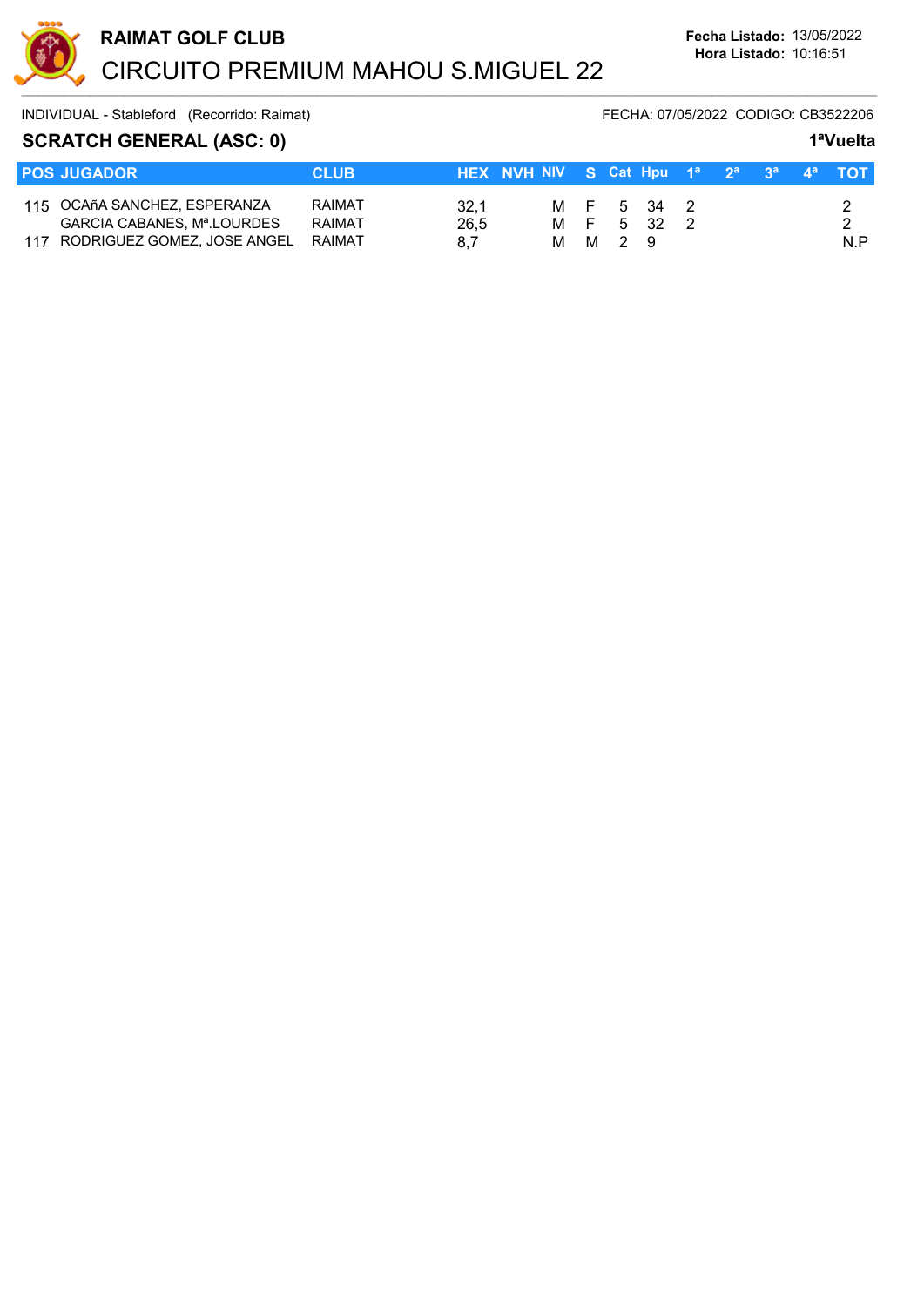**RAIMAT GOLF CLUB**

CIRCUITO PREMIUM MAHOU S.MIGUEL 22

**Fecha Listado:** 13/05/2022
**Hora Listado:** 10:16:51

INDIVIDUAL - Stableford (Recorrido: Raimat) FECHA: 07/05/2022 CODIGO: CB3522206

## SCRATCH GENERAL (ASC: 0)

**1ªVuelta**

| POS | JUGADOR | CLUB | HEX | NVH | NIV | S | Cat | Hpu | 1ª | 2ª | 3ª | 4ª | TOT |
|---|---|---|---|---|---|---|---|---|---|---|---|---|---|
| 115 | OCAñA SANCHEZ, ESPERANZA | RAIMAT | 32,1 | | M | F | 5 | 34 | 2 | | | | 2 |
| | GARCIA CABANES, Mª.LOURDES | RAIMAT | 26,5 | | M | F | 5 | 32 | 2 | | | | 2 |
| 117 | RODRIGUEZ GOMEZ, JOSE ANGEL | RAIMAT | 8,7 | | M | M | 2 | 9 | | | | | N.P |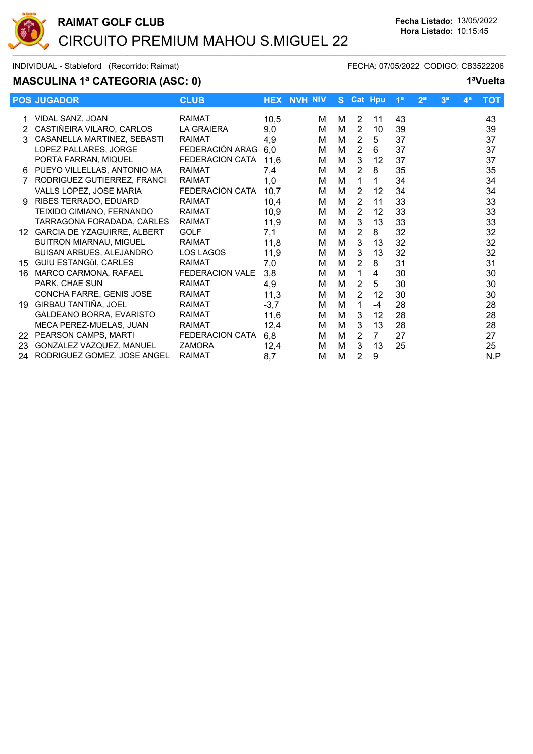# RAIMAT GOLF CLUB

## CIRCUITO PREMIUM MAHOU S.MIGUEL 22

**Fecha Listado:** 13/05/2022
**Hora Listado:** 10:15:45

INDIVIDUAL - Stableford (Recorrido: Raimat) FECHA: 07/05/2022 CODIGO: CB3522206

### MASCULINA 1ª CATEGORIA (ASC: 0)

**1ªVuelta**

| POS | JUGADOR | CLUB | HEX | NVH | NIV | S | Cat | Hpu | 1ª | 2ª | 3ª | 4ª | TOT |
|---|---|---|---|---|---|---|---|---|---|---|---|---|---|
| 1 | VIDAL SANZ, JOAN | RAIMAT | 10,5 | | M | M | 2 | 11 | 43 | | | | 43 |
| 2 | CASTIÑEIRA VILARO, CARLOS | LA GRAIERA | 9,0 | | M | M | 2 | 10 | 39 | | | | 39 |
| 3 | CASANELLA MARTINEZ, SEBASTI | RAIMAT | 4,9 | | M | M | 2 | 5 | 37 | | | | 37 |
| | LOPEZ PALLARES, JORGE | FEDERACIÓN ARAG | 6,0 | | M | M | 2 | 6 | 37 | | | | 37 |
| | PORTA FARRAN, MIQUEL | FEDERACION CATA | 11,6 | | M | M | 3 | 12 | 37 | | | | 37 |
| 6 | PUEYO VILLELLAS, ANTONIO MA | RAIMAT | 7,4 | | M | M | 2 | 8 | 35 | | | | 35 |
| 7 | RODRIGUEZ GUTIERREZ, FRANCI | RAIMAT | 1,0 | | M | M | 1 | 1 | 34 | | | | 34 |
| | VALLS LOPEZ, JOSE MARIA | FEDERACION CATA | 10,7 | | M | M | 2 | 12 | 34 | | | | 34 |
| 9 | RIBES TERRADO, EDUARD | RAIMAT | 10,4 | | M | M | 2 | 11 | 33 | | | | 33 |
| | TEIXIDO CIMIANO, FERNANDO | RAIMAT | 10,9 | | M | M | 2 | 12 | 33 | | | | 33 |
| | TARRAGONA FORADADA, CARLES | RAIMAT | 11,9 | | M | M | 3 | 13 | 33 | | | | 33 |
| 12 | GARCIA DE YZAGUIRRE, ALBERT | GOLF | 7,1 | | M | M | 2 | 8 | 32 | | | | 32 |
| | BUITRON MIARNAU, MIGUEL | RAIMAT | 11,8 | | M | M | 3 | 13 | 32 | | | | 32 |
| | BUISAN ARBUES, ALEJANDRO | LOS LAGOS | 11,9 | | M | M | 3 | 13 | 32 | | | | 32 |
| 15 | GUIU ESTANGüI, CARLES | RAIMAT | 7,0 | | M | M | 2 | 8 | 31 | | | | 31 |
| 16 | MARCO CARMONA, RAFAEL | FEDERACION VALE | 3,8 | | M | M | 1 | 4 | 30 | | | | 30 |
| | PARK, CHAE SUN | RAIMAT | 4,9 | | M | M | 2 | 5 | 30 | | | | 30 |
| | CONCHA FARRE, GENIS JOSE | RAIMAT | 11,3 | | M | M | 2 | 12 | 30 | | | | 30 |
| 19 | GIRBAU TANTIÑA, JOEL | RAIMAT | -3,7 | | M | M | 1 | -4 | 28 | | | | 28 |
| | GALDEANO BORRA, EVARISTO | RAIMAT | 11,6 | | M | M | 3 | 12 | 28 | | | | 28 |
| | MECA PEREZ-MUELAS, JUAN | RAIMAT | 12,4 | | M | M | 3 | 13 | 28 | | | | 28 |
| 22 | PEARSON CAMPS, MARTI | FEDERACION CATA | 6,8 | | M | M | 2 | 7 | 27 | | | | 27 |
| 23 | GONZALEZ VAZQUEZ, MANUEL | ZAMORA | 12,4 | | M | M | 3 | 13 | 25 | | | | 25 |
| 24 | RODRIGUEZ GOMEZ, JOSE ANGEL | RAIMAT | 8,7 | | M | M | 2 | 9 | | | | | N.P |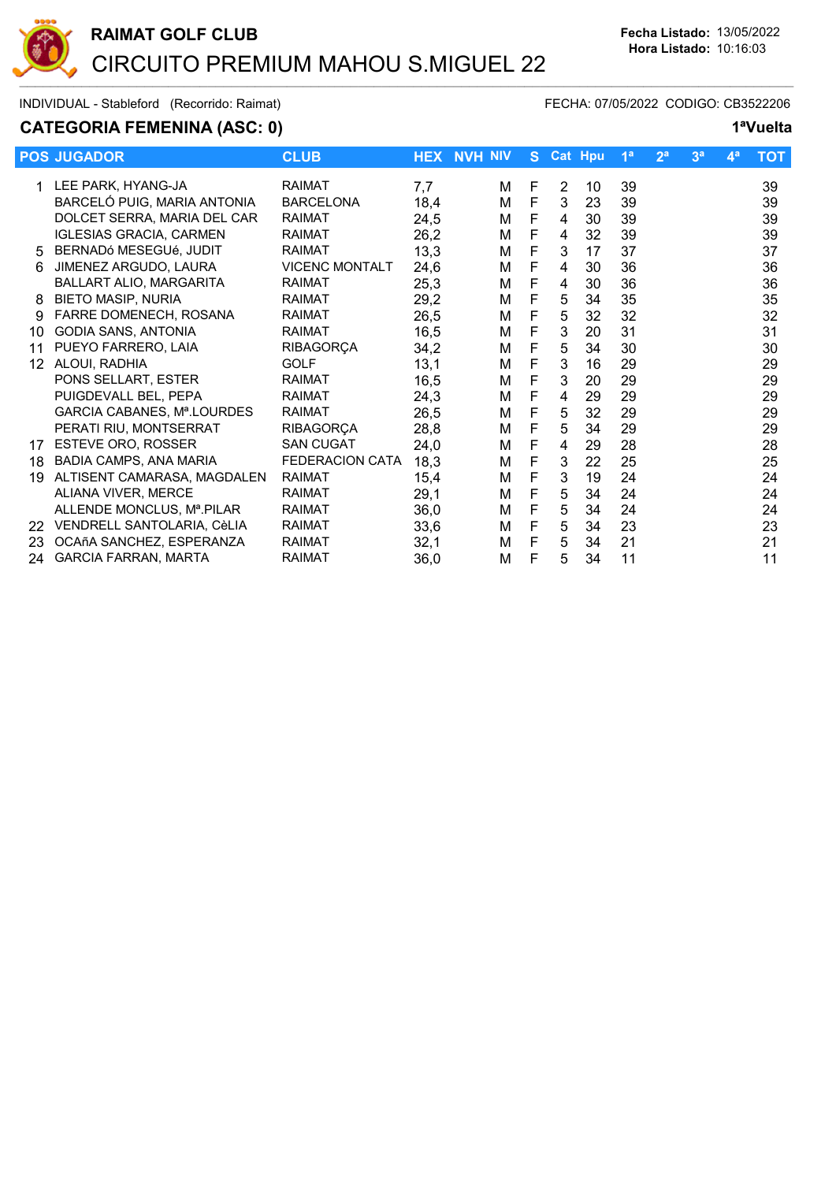**RAIMAT GOLF CLUB**

CIRCUITO PREMIUM MAHOU S.MIGUEL 22

**Fecha Listado:** 13/05/2022
**Hora Listado:** 10:16:03

INDIVIDUAL - Stableford (Recorrido: Raimat) FECHA: 07/05/2022 CODIGO: CB3522206

## CATEGORIA FEMENINA (ASC: 0)

**1ªVuelta**

| POS | JUGADOR | CLUB | HEX | NVH | NIV | S | Cat | Hpu | 1ª | 2ª | 3ª | 4ª | TOT |
|---|---|---|---|---|---|---|---|---|---|---|---|---|---|
| 1 | LEE PARK, HYANG-JA | RAIMAT | 7,7 | | M | F | 2 | 10 | 39 | | | | 39 |
| | BARCELÓ PUIG, MARIA ANTONIA | BARCELONA | 18,4 | | M | F | 3 | 23 | 39 | | | | 39 |
| | DOLCET SERRA, MARIA DEL CAR | RAIMAT | 24,5 | | M | F | 4 | 30 | 39 | | | | 39 |
| | IGLESIAS GRACIA, CARMEN | RAIMAT | 26,2 | | M | F | 4 | 32 | 39 | | | | 39 |
| 5 | BERNADó MESEGUé, JUDIT | RAIMAT | 13,3 | | M | F | 3 | 17 | 37 | | | | 37 |
| 6 | JIMENEZ ARGUDO, LAURA | VICENC MONTALT | 24,6 | | M | F | 4 | 30 | 36 | | | | 36 |
| | BALLART ALIO, MARGARITA | RAIMAT | 25,3 | | M | F | 4 | 30 | 36 | | | | 36 |
| 8 | BIETO MASIP, NURIA | RAIMAT | 29,2 | | M | F | 5 | 34 | 35 | | | | 35 |
| 9 | FARRE DOMENECH, ROSANA | RAIMAT | 26,5 | | M | F | 5 | 32 | 32 | | | | 32 |
| 10 | GODIA SANS, ANTONIA | RAIMAT | 16,5 | | M | F | 3 | 20 | 31 | | | | 31 |
| 11 | PUEYO FARRERO, LAIA | RIBAGORÇA | 34,2 | | M | F | 5 | 34 | 30 | | | | 30 |
| 12 | ALOUI, RADHIA | GOLF | 13,1 | | M | F | 3 | 16 | 29 | | | | 29 |
| | PONS SELLART, ESTER | RAIMAT | 16,5 | | M | F | 3 | 20 | 29 | | | | 29 |
| | PUIGDEVALL BEL, PEPA | RAIMAT | 24,3 | | M | F | 4 | 29 | 29 | | | | 29 |
| | GARCIA CABANES, Mª.LOURDES | RAIMAT | 26,5 | | M | F | 5 | 32 | 29 | | | | 29 |
| | PERATI RIU, MONTSERRAT | RIBAGORÇA | 28,8 | | M | F | 5 | 34 | 29 | | | | 29 |
| 17 | ESTEVE ORO, ROSSER | SAN CUGAT | 24,0 | | M | F | 4 | 29 | 28 | | | | 28 |
| 18 | BADIA CAMPS, ANA MARIA | FEDERACION CATA | 18,3 | | M | F | 3 | 22 | 25 | | | | 25 |
| 19 | ALTISENT CAMARASA, MAGDALEN | RAIMAT | 15,4 | | M | F | 3 | 19 | 24 | | | | 24 |
| | ALIANA VIVER, MERCE | RAIMAT | 29,1 | | M | F | 5 | 34 | 24 | | | | 24 |
| | ALLENDE MONCLUS, Mª.PILAR | RAIMAT | 36,0 | | M | F | 5 | 34 | 24 | | | | 24 |
| 22 | VENDRELL SANTOLARIA, CèLIA | RAIMAT | 33,6 | | M | F | 5 | 34 | 23 | | | | 23 |
| 23 | OCAñA SANCHEZ, ESPERANZA | RAIMAT | 32,1 | | M | F | 5 | 34 | 21 | | | | 21 |
| 24 | GARCIA FARRAN, MARTA | RAIMAT | 36,0 | | M | F | 5 | 34 | 11 | | | | 11 |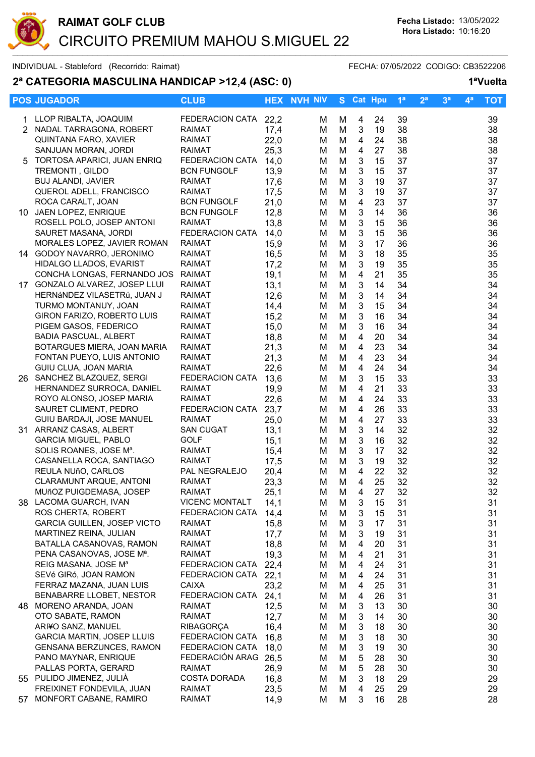# RAIMAT GOLF CLUB

## CIRCUITO PREMIUM MAHOU S.MIGUEL 22

**Fecha Listado:** 13/05/2022
**Hora Listado:** 10:16:20

INDIVIDUAL - Stableford (Recorrido: Raimat) FECHA: 07/05/2022 CODIGO: CB3522206

### 2ª CATEGORIA MASCULINA HANDICAP >12,4 (ASC: 0) 1ªVuelta

| POS | JUGADOR | CLUB | HEX | NVH | NIV | S | Cat | Hpu | 1ª | 2ª | 3ª | 4ª | TOT |
|---|---|---|---|---|---|---|---|---|---|---|---|---|---|
| 1 | LLOP RIBALTA, JOAQUIM | FEDERACION CATA | 22,2 | | M | M | 4 | 24 | 39 | | | | 39 |
| 2 | NADAL TARRAGONA, ROBERT | RAIMAT | 17,4 | | M | M | 3 | 19 | 38 | | | | 38 |
| | QUINTANA FARO, XAVIER | RAIMAT | 22,0 | | M | M | 4 | 24 | 38 | | | | 38 |
| | SANJUAN MORAN, JORDI | RAIMAT | 25,3 | | M | M | 4 | 27 | 38 | | | | 38 |
| 5 | TORTOSA APARICI, JUAN ENRIQ | FEDERACION CATA | 14,0 | | M | M | 3 | 15 | 37 | | | | 37 |
| | TREMONTI , GILDO | BCN FUNGOLF | 13,9 | | M | M | 3 | 15 | 37 | | | | 37 |
| | BUJ ALANDI, JAVIER | RAIMAT | 17,6 | | M | M | 3 | 19 | 37 | | | | 37 |
| | QUEROL ADELL, FRANCISCO | RAIMAT | 17,5 | | M | M | 3 | 19 | 37 | | | | 37 |
| | ROCA CARALT, JOAN | BCN FUNGOLF | 21,0 | | M | M | 4 | 23 | 37 | | | | 37 |
| 10 | JAEN LOPEZ, ENRIQUE | BCN FUNGOLF | 12,8 | | M | M | 3 | 14 | 36 | | | | 36 |
| | ROSELL POLO, JOSEP ANTONI | RAIMAT | 13,8 | | M | M | 3 | 15 | 36 | | | | 36 |
| | SAURET MASANA, JORDI | FEDERACION CATA | 14,0 | | M | M | 3 | 15 | 36 | | | | 36 |
| | MORALES LOPEZ, JAVIER ROMAN | RAIMAT | 15,9 | | M | M | 3 | 17 | 36 | | | | 36 |
| 14 | GODOY NAVARRO, JERONIMO | RAIMAT | 16,5 | | M | M | 3 | 18 | 35 | | | | 35 |
| | HIDALGO LLADOS, EVARIST | RAIMAT | 17,2 | | M | M | 3 | 19 | 35 | | | | 35 |
| | CONCHA LONGAS, FERNANDO JOS | RAIMAT | 19,1 | | M | M | 4 | 21 | 35 | | | | 35 |
| 17 | GONZALO ALVAREZ, JOSEP LLUI | RAIMAT | 13,1 | | M | M | 3 | 14 | 34 | | | | 34 |
| | HERNáNDEZ VILASETRú, JUAN J | RAIMAT | 12,6 | | M | M | 3 | 14 | 34 | | | | 34 |
| | TURMO MONTANUY, JOAN | RAIMAT | 14,4 | | M | M | 3 | 15 | 34 | | | | 34 |
| | GIRON FARIZO, ROBERTO LUIS | RAIMAT | 15,2 | | M | M | 3 | 16 | 34 | | | | 34 |
| | PIGEM GASOS, FEDERICO | RAIMAT | 15,0 | | M | M | 3 | 16 | 34 | | | | 34 |
| | BADIA PASCUAL, ALBERT | RAIMAT | 18,8 | | M | M | 4 | 20 | 34 | | | | 34 |
| | BOTARGUES MIERA, JOAN MARIA | RAIMAT | 21,3 | | M | M | 4 | 23 | 34 | | | | 34 |
| | FONTAN PUEYO, LUIS ANTONIO | RAIMAT | 21,3 | | M | M | 4 | 23 | 34 | | | | 34 |
| | GUIU CLUA, JOAN MARIA | RAIMAT | 22,6 | | M | M | 4 | 24 | 34 | | | | 34 |
| 26 | SANCHEZ BLAZQUEZ, SERGI | FEDERACION CATA | 13,6 | | M | M | 3 | 15 | 33 | | | | 33 |
| | HERNANDEZ SURROCA, DANIEL | RAIMAT | 19,9 | | M | M | 4 | 21 | 33 | | | | 33 |
| | ROYO ALONSO, JOSEP MARIA | RAIMAT | 22,6 | | M | M | 4 | 24 | 33 | | | | 33 |
| | SAURET CLIMENT, PEDRO | FEDERACION CATA | 23,7 | | M | M | 4 | 26 | 33 | | | | 33 |
| | GUIU BARDAJI, JOSE MANUEL | RAIMAT | 25,0 | | M | M | 4 | 27 | 33 | | | | 33 |
| 31 | ARRANZ CASAS, ALBERT | SAN CUGAT | 13,1 | | M | M | 3 | 14 | 32 | | | | 32 |
| | GARCIA MIGUEL, PABLO | GOLF | 15,1 | | M | M | 3 | 16 | 32 | | | | 32 |
| | SOLIS ROANES, JOSE Mª. | RAIMAT | 15,4 | | M | M | 3 | 17 | 32 | | | | 32 |
| | CASANELLA ROCA, SANTIAGO | RAIMAT | 17,5 | | M | M | 3 | 19 | 32 | | | | 32 |
| | REULA NUñO, CARLOS | PAL NEGRALEJO | 20,4 | | M | M | 4 | 22 | 32 | | | | 32 |
| | CLARAMUNT ARQUE, ANTONI | RAIMAT | 23,3 | | M | M | 4 | 25 | 32 | | | | 32 |
| | MUñOZ PUIGDEMASA, JOSEP | RAIMAT | 25,1 | | M | M | 4 | 27 | 32 | | | | 32 |
| 38 | LACOMA GUARCH, IVAN | VICENC MONTALT | 14,1 | | M | M | 3 | 15 | 31 | | | | 31 |
| | ROS CHERTA, ROBERT | FEDERACION CATA | 14,4 | | M | M | 3 | 15 | 31 | | | | 31 |
| | GARCIA GUILLEN, JOSEP VICTO | RAIMAT | 15,8 | | M | M | 3 | 17 | 31 | | | | 31 |
| | MARTINEZ REINA, JULIAN | RAIMAT | 17,7 | | M | M | 3 | 19 | 31 | | | | 31 |
| | BATALLA CASANOVAS, RAMON | RAIMAT | 18,8 | | M | M | 4 | 20 | 31 | | | | 31 |
| | PENA CASANOVAS, JOSE Mª. | RAIMAT | 19,3 | | M | M | 4 | 21 | 31 | | | | 31 |
| | REIG MASANA, JOSE Mª | FEDERACION CATA | 22,4 | | M | M | 4 | 24 | 31 | | | | 31 |
| | SEVé GIRó, JOAN RAMON | FEDERACION CATA | 22,1 | | M | M | 4 | 24 | 31 | | | | 31 |
| | FERRAZ MAZANA, JUAN LUIS | CAIXA | 23,2 | | M | M | 4 | 25 | 31 | | | | 31 |
| | BENABARRE LLOBET, NESTOR | FEDERACION CATA | 24,1 | | M | M | 4 | 26 | 31 | | | | 31 |
| 48 | MORENO ARANDA, JOAN | RAIMAT | 12,5 | | M | M | 3 | 13 | 30 | | | | 30 |
| | OTO SABATE, RAMON | RAIMAT | 12,7 | | M | M | 3 | 14 | 30 | | | | 30 |
| | ARI¥O SANZ, MANUEL | RIBAGORÇA | 16,4 | | M | M | 3 | 18 | 30 | | | | 30 |
| | GARCIA MARTIN, JOSEP LLUIS | FEDERACION CATA | 16,8 | | M | M | 3 | 18 | 30 | | | | 30 |
| | GENSANA BERZUNCES, RAMON | FEDERACION CATA | 18,0 | | M | M | 3 | 19 | 30 | | | | 30 |
| | PANO MAYNAR, ENRIQUE | FEDERACIÓN ARAG | 26,5 | | M | M | 5 | 28 | 30 | | | | 30 |
| | PALLAS PORTA, GERARD | RAIMAT | 26,9 | | M | M | 5 | 28 | 30 | | | | 30 |
| 55 | PULIDO JIMENEZ, JULIÀ | COSTA DORADA | 16,8 | | M | M | 3 | 18 | 29 | | | | 29 |
| | FREIXINET FONDEVILA, JUAN | RAIMAT | 23,5 | | M | M | 4 | 25 | 29 | | | | 29 |
| 57 | MONFORT CABANE, RAMIRO | RAIMAT | 14,9 | | M | M | 3 | 16 | 28 | | | | 28 |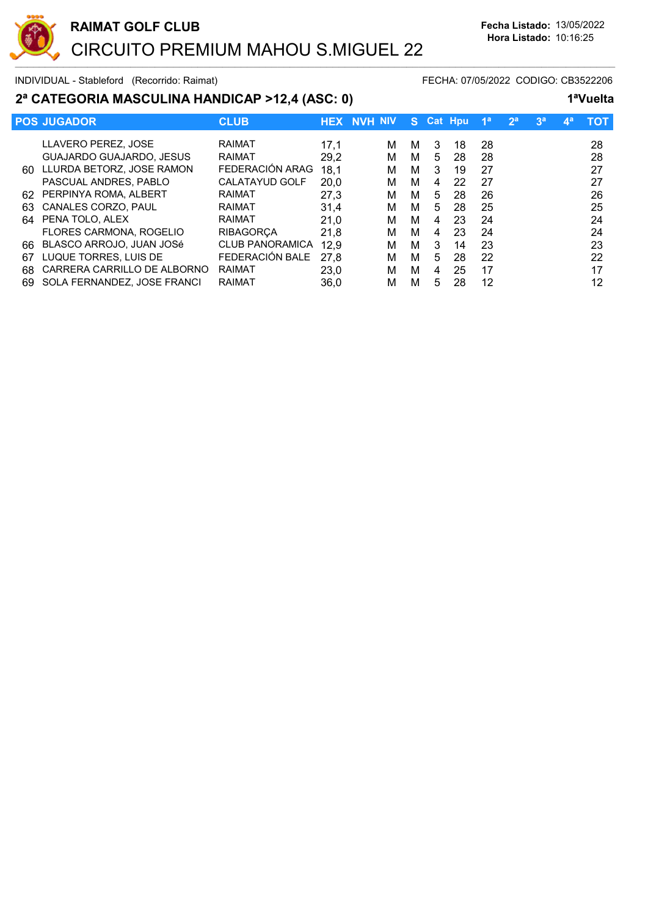# RAIMAT GOLF CLUB

## CIRCUITO PREMIUM MAHOU S.MIGUEL 22

**Fecha Listado:** 13/05/2022
**Hora Listado:** 10:16:25

INDIVIDUAL - Stableford (Recorrido: Raimat) FECHA: 07/05/2022 CODIGO: CB3522206

### 2ª CATEGORIA MASCULINA HANDICAP >12,4 (ASC: 0) 1ªVuelta

| POS | JUGADOR | CLUB | HEX | NVH | NIV | S | Cat | Hpu | 1ª | 2ª | 3ª | 4ª | TOT |
|---|---|---|---|---|---|---|---|---|---|---|---|---|---|
| | LLAVERO PEREZ, JOSE | RAIMAT | 17,1 | | M | M | 3 | 18 | 28 | | | | 28 |
| | GUAJARDO GUAJARDO, JESUS | RAIMAT | 29,2 | | M | M | 5 | 28 | 28 | | | | 28 |
| 60 | LLURDA BETORZ, JOSE RAMON | FEDERACIÓN ARAG | 18,1 | | M | M | 3 | 19 | 27 | | | | 27 |
| | PASCUAL ANDRES, PABLO | CALATAYUD GOLF | 20,0 | | M | M | 4 | 22 | 27 | | | | 27 |
| 62 | PERPINYA ROMA, ALBERT | RAIMAT | 27,3 | | M | M | 5 | 28 | 26 | | | | 26 |
| 63 | CANALES CORZO, PAUL | RAIMAT | 31,4 | | M | M | 5 | 28 | 25 | | | | 25 |
| 64 | PENA TOLO, ALEX | RAIMAT | 21,0 | | M | M | 4 | 23 | 24 | | | | 24 |
| | FLORES CARMONA, ROGELIO | RIBAGORÇA | 21,8 | | M | M | 4 | 23 | 24 | | | | 24 |
| 66 | BLASCO ARROJO, JUAN JOSé | CLUB PANORAMICA | 12,9 | | M | M | 3 | 14 | 23 | | | | 23 |
| 67 | LUQUE TORRES, LUIS DE | FEDERACIÓN BALE | 27,8 | | M | M | 5 | 28 | 22 | | | | 22 |
| 68 | CARRERA CARRILLO DE ALBORNO | RAIMAT | 23,0 | | M | M | 4 | 25 | 17 | | | | 17 |
| 69 | SOLA FERNANDEZ, JOSE FRANCI | RAIMAT | 36,0 | | M | M | 5 | 28 | 12 | | | | 12 |